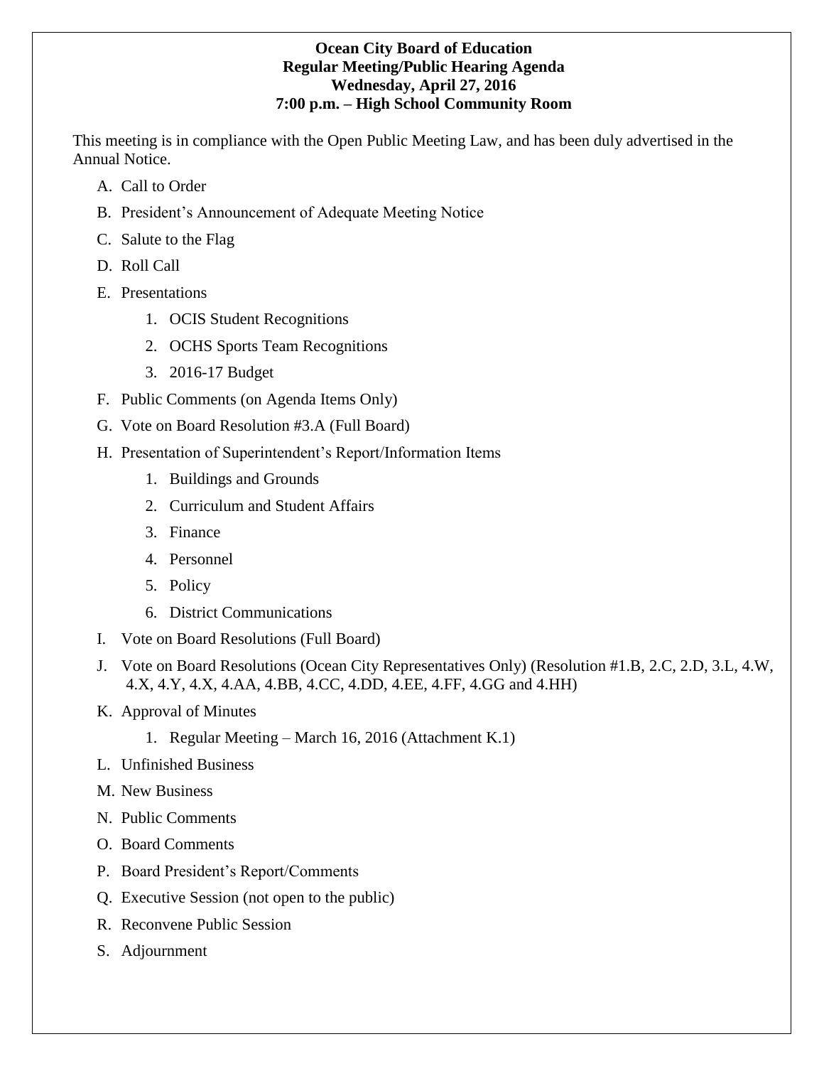**Ocean City Board of Education**
**Regular Meeting/Public Hearing Agenda**
**Wednesday, April 27, 2016**
**7:00 p.m. – High School Community Room**

This meeting is in compliance with the Open Public Meeting Law, and has been duly advertised in the Annual Notice.

A. Call to Order

B. President's Announcement of Adequate Meeting Notice

C. Salute to the Flag

D. Roll Call

E. Presentations

   1. OCIS Student Recognitions
   2. OCHS Sports Team Recognitions
   3. 2016-17 Budget

F. Public Comments (on Agenda Items Only)

G. Vote on Board Resolution #3.A (Full Board)

H. Presentation of Superintendent's Report/Information Items

   1. Buildings and Grounds
   2. Curriculum and Student Affairs
   3. Finance
   4. Personnel
   5. Policy
   6. District Communications

I. Vote on Board Resolutions (Full Board)

J. Vote on Board Resolutions (Ocean City Representatives Only) (Resolution #1.B, 2.C, 2.D, 3.L, 4.W, 4.X, 4.Y, 4.X, 4.AA, 4.BB, 4.CC, 4.DD, 4.EE, 4.FF, 4.GG and 4.HH)

K. Approval of Minutes

   1. Regular Meeting – March 16, 2016 (Attachment K.1)

L. Unfinished Business

M. New Business

N. Public Comments

O. Board Comments

P. Board President's Report/Comments

Q. Executive Session (not open to the public)

R. Reconvene Public Session

S. Adjournment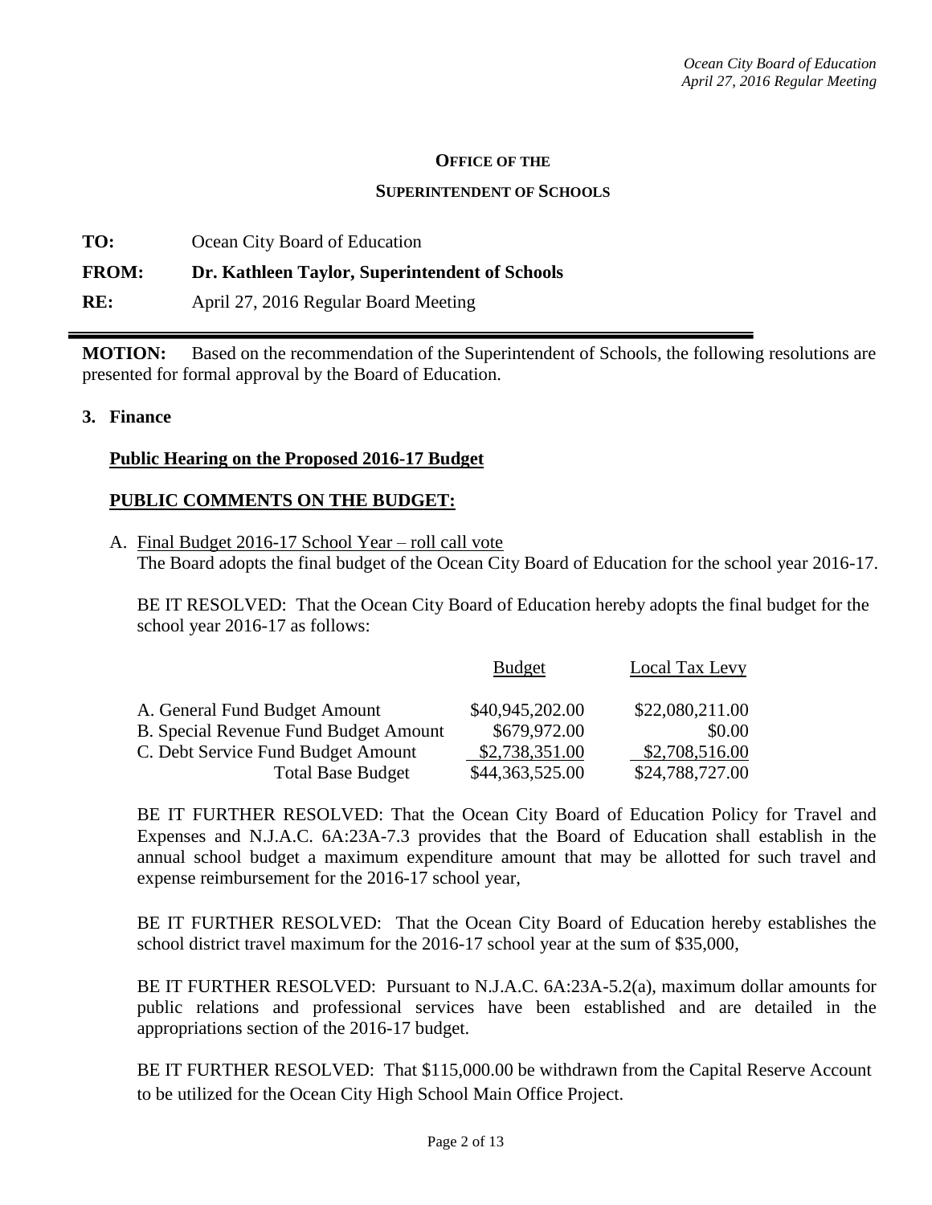**Office of the**

**Superintendent of Schools**

**TO:** Ocean City Board of Education

**FROM:** **Dr. Kathleen Taylor, Superintendent of Schools**

**RE:** April 27, 2016 Regular Board Meeting

---

**MOTION:** Based on the recommendation of the Superintendent of Schools, the following resolutions are presented for formal approval by the Board of Education.

**3. Finance**

**Public Hearing on the Proposed 2016-17 Budget**

**PUBLIC COMMENTS ON THE BUDGET:**

A. Final Budget 2016-17 School Year – roll call vote
The Board adopts the final budget of the Ocean City Board of Education for the school year 2016-17.

BE IT RESOLVED: That the Ocean City Board of Education hereby adopts the final budget for the school year 2016-17 as follows:

| | Budget | Local Tax Levy |
|---|---|---|
| A. General Fund Budget Amount | $40,945,202.00 | $22,080,211.00 |
| B. Special Revenue Fund Budget Amount | $679,972.00 | $0.00 |
| C. Debt Service Fund Budget Amount | $2,738,351.00 | $2,708,516.00 |
| Total Base Budget | $44,363,525.00 | $24,788,727.00 |

BE IT FURTHER RESOLVED: That the Ocean City Board of Education Policy for Travel and Expenses and N.J.A.C. 6A:23A-7.3 provides that the Board of Education shall establish in the annual school budget a maximum expenditure amount that may be allotted for such travel and expense reimbursement for the 2016-17 school year,

BE IT FURTHER RESOLVED: That the Ocean City Board of Education hereby establishes the school district travel maximum for the 2016-17 school year at the sum of $35,000,

BE IT FURTHER RESOLVED: Pursuant to N.J.A.C. 6A:23A-5.2(a), maximum dollar amounts for public relations and professional services have been established and are detailed in the appropriations section of the 2016-17 budget.

BE IT FURTHER RESOLVED: That $115,000.00 be withdrawn from the Capital Reserve Account to be utilized for the Ocean City High School Main Office Project.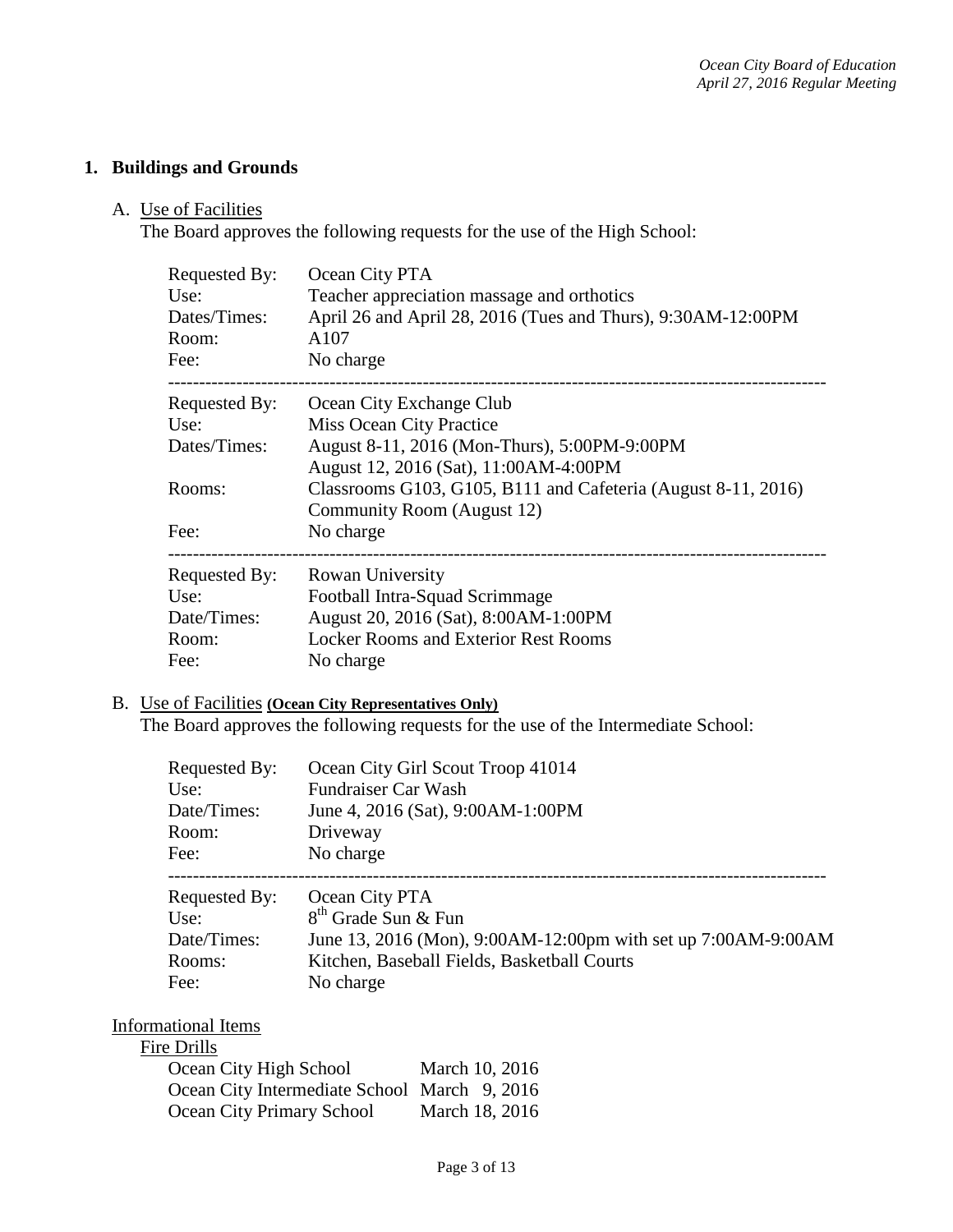## 1. Buildings and Grounds

### A. Use of Facilities

The Board approves the following requests for the use of the High School:

| | |
|---|---|
| Requested By: | Ocean City PTA |
| Use: | Teacher appreciation massage and orthotics |
| Dates/Times: | April 26 and April 28, 2016 (Tues and Thurs), 9:30AM-12:00PM |
| Room: | A107 |
| Fee: | No charge |

| | |
|---|---|
| Requested By: | Ocean City Exchange Club |
| Use: | Miss Ocean City Practice |
| Dates/Times: | August 8-11, 2016 (Mon-Thurs), 5:00PM-9:00PM<br>August 12, 2016 (Sat), 11:00AM-4:00PM |
| Rooms: | Classrooms G103, G105, B111 and Cafeteria (August 8-11, 2016)<br>Community Room (August 12) |
| Fee: | No charge |

| | |
|---|---|
| Requested By: | Rowan University |
| Use: | Football Intra-Squad Scrimmage |
| Date/Times: | August 20, 2016 (Sat), 8:00AM-1:00PM |
| Room: | Locker Rooms and Exterior Rest Rooms |
| Fee: | No charge |

### B. Use of Facilities **(Ocean City Representatives Only)**

The Board approves the following requests for the use of the Intermediate School:

| | |
|---|---|
| Requested By: | Ocean City Girl Scout Troop 41014 |
| Use: | Fundraiser Car Wash |
| Date/Times: | June 4, 2016 (Sat), 9:00AM-1:00PM |
| Room: | Driveway |
| Fee: | No charge |

| | |
|---|---|
| Requested By: | Ocean City PTA |
| Use: | 8th Grade Sun & Fun |
| Date/Times: | June 13, 2016 (Mon), 9:00AM-12:00pm with set up 7:00AM-9:00AM |
| Rooms: | Kitchen, Baseball Fields, Basketball Courts |
| Fee: | No charge |

Informational Items

Fire Drills

| | |
|---|---|
| Ocean City High School | March 10, 2016 |
| Ocean City Intermediate School | March 9, 2016 |
| Ocean City Primary School | March 18, 2016 |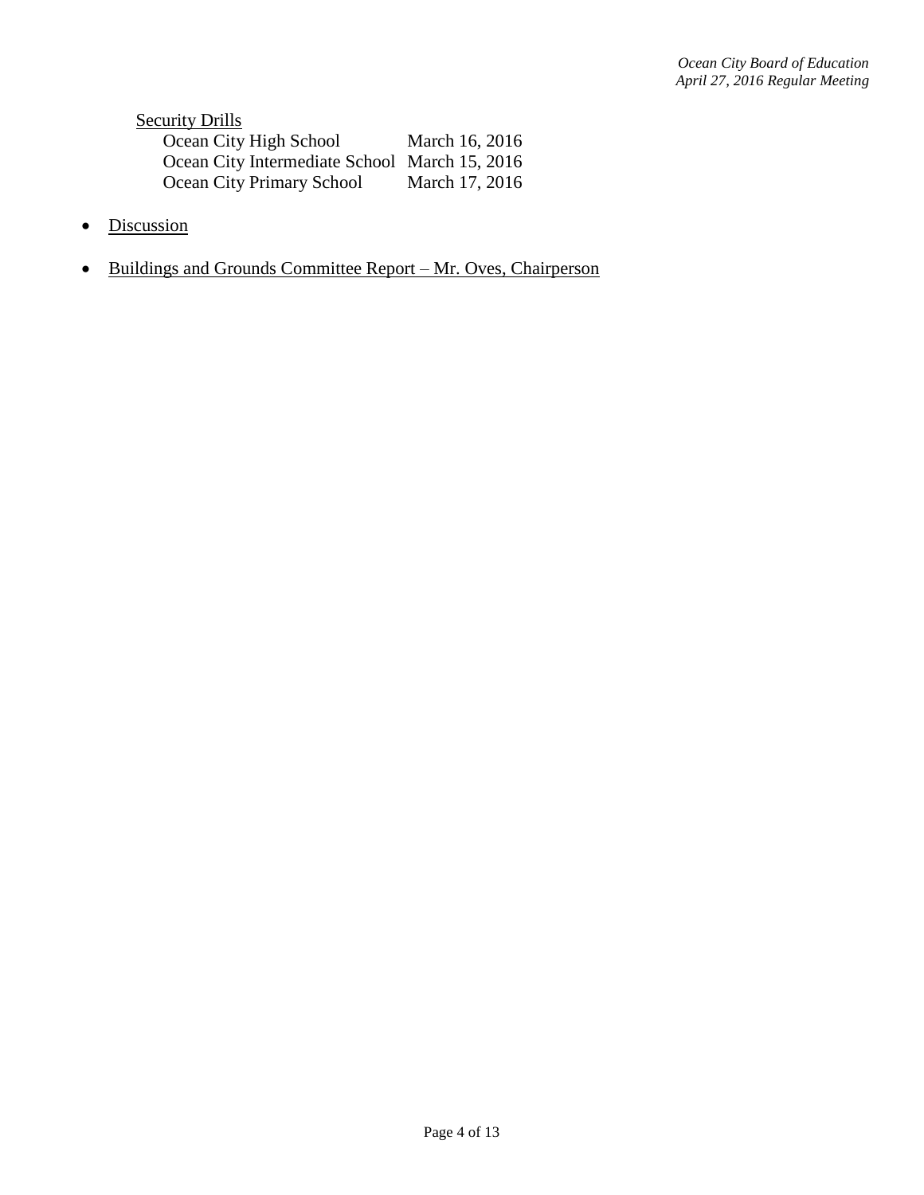Security Drills

| | |
|---|---|
| Ocean City High School | March 16, 2016 |
| Ocean City Intermediate School | March 15, 2016 |
| Ocean City Primary School | March 17, 2016 |

- Discussion

- Buildings and Grounds Committee Report – Mr. Oves, Chairperson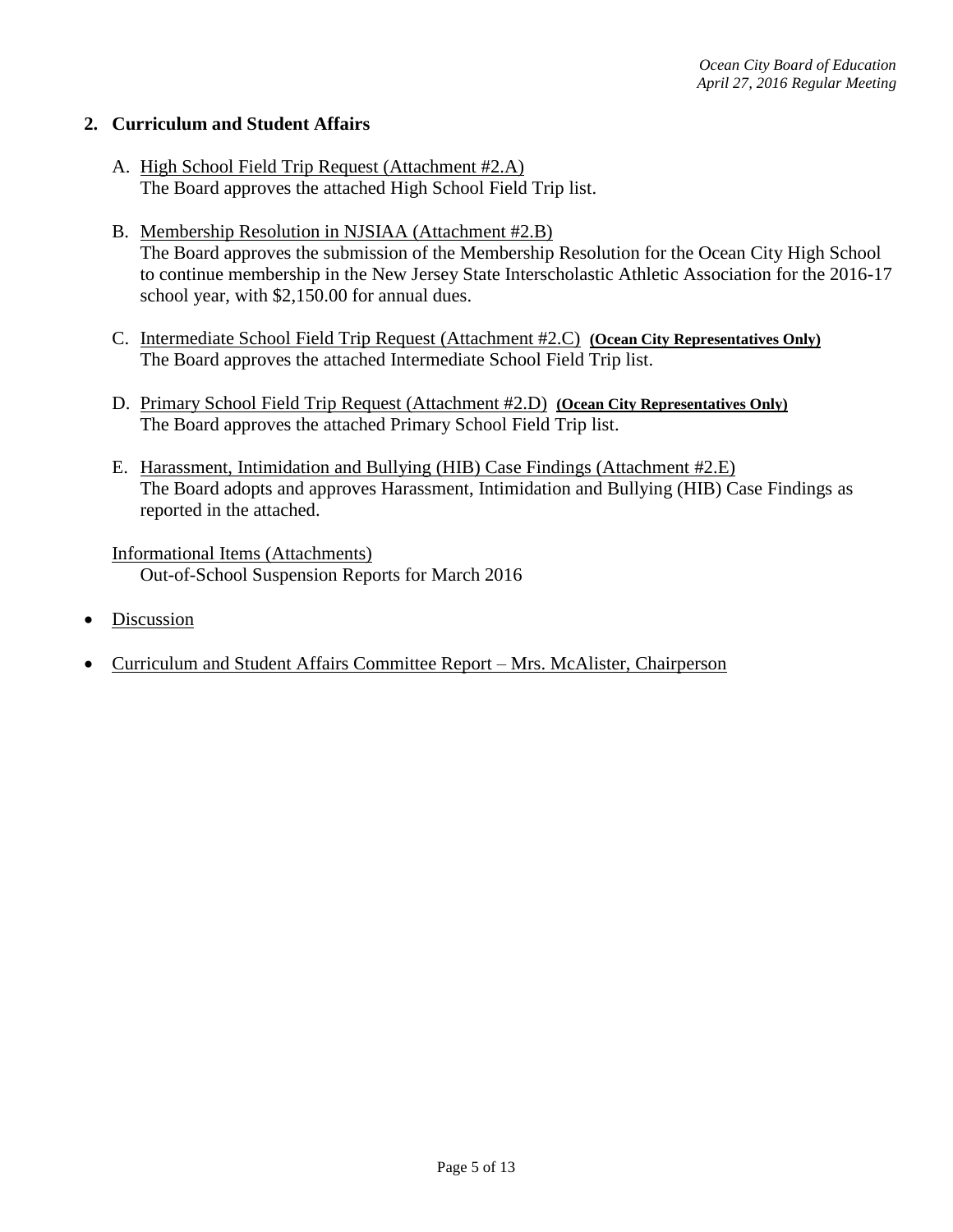## 2. Curriculum and Student Affairs

A. High School Field Trip Request (Attachment #2.A)
The Board approves the attached High School Field Trip list.

B. Membership Resolution in NJSIAA (Attachment #2.B)
The Board approves the submission of the Membership Resolution for the Ocean City High School to continue membership in the New Jersey State Interscholastic Athletic Association for the 2016-17 school year, with $2,150.00 for annual dues.

C. Intermediate School Field Trip Request (Attachment #2.C) **(Ocean City Representatives Only)**
The Board approves the attached Intermediate School Field Trip list.

D. Primary School Field Trip Request (Attachment #2.D) **(Ocean City Representatives Only)**
The Board approves the attached Primary School Field Trip list.

E. Harassment, Intimidation and Bullying (HIB) Case Findings (Attachment #2.E)
The Board adopts and approves Harassment, Intimidation and Bullying (HIB) Case Findings as reported in the attached.

Informational Items (Attachments)
Out-of-School Suspension Reports for March 2016

- Discussion
- Curriculum and Student Affairs Committee Report – Mrs. McAlister, Chairperson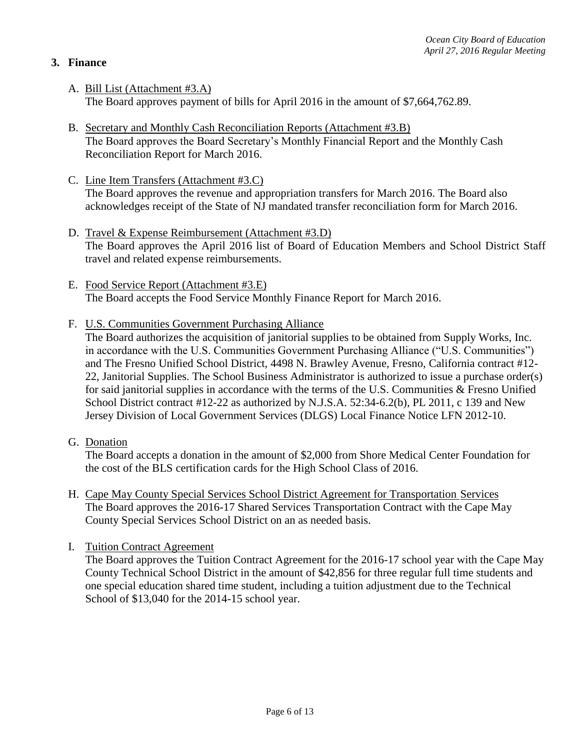## 3. Finance

A. <u>Bill List (Attachment #3.A)</u>
The Board approves payment of bills for April 2016 in the amount of $7,664,762.89.

B. <u>Secretary and Monthly Cash Reconciliation Reports (Attachment #3.B)</u>
The Board approves the Board Secretary's Monthly Financial Report and the Monthly Cash Reconciliation Report for March 2016.

C. <u>Line Item Transfers (Attachment #3.C)</u>
The Board approves the revenue and appropriation transfers for March 2016. The Board also acknowledges receipt of the State of NJ mandated transfer reconciliation form for March 2016.

D. <u>Travel & Expense Reimbursement (Attachment #3.D)</u>
The Board approves the April 2016 list of Board of Education Members and School District Staff travel and related expense reimbursements.

E. <u>Food Service Report (Attachment #3.E)</u>
The Board accepts the Food Service Monthly Finance Report for March 2016.

F. <u>U.S. Communities Government Purchasing Alliance</u>
The Board authorizes the acquisition of janitorial supplies to be obtained from Supply Works, Inc. in accordance with the U.S. Communities Government Purchasing Alliance ("U.S. Communities") and The Fresno Unified School District, 4498 N. Brawley Avenue, Fresno, California contract #12-22, Janitorial Supplies. The School Business Administrator is authorized to issue a purchase order(s) for said janitorial supplies in accordance with the terms of the U.S. Communities & Fresno Unified School District contract #12-22 as authorized by N.J.S.A. 52:34-6.2(b), PL 2011, c 139 and New Jersey Division of Local Government Services (DLGS) Local Finance Notice LFN 2012-10.

G. <u>Donation</u>
The Board accepts a donation in the amount of $2,000 from Shore Medical Center Foundation for the cost of the BLS certification cards for the High School Class of 2016.

H. <u>Cape May County Special Services School District Agreement for Transportation Services</u>
The Board approves the 2016-17 Shared Services Transportation Contract with the Cape May County Special Services School District on an as needed basis.

I. <u>Tuition Contract Agreement</u>
The Board approves the Tuition Contract Agreement for the 2016-17 school year with the Cape May County Technical School District in the amount of $42,856 for three regular full time students and one special education shared time student, including a tuition adjustment due to the Technical School of $13,040 for the 2014-15 school year.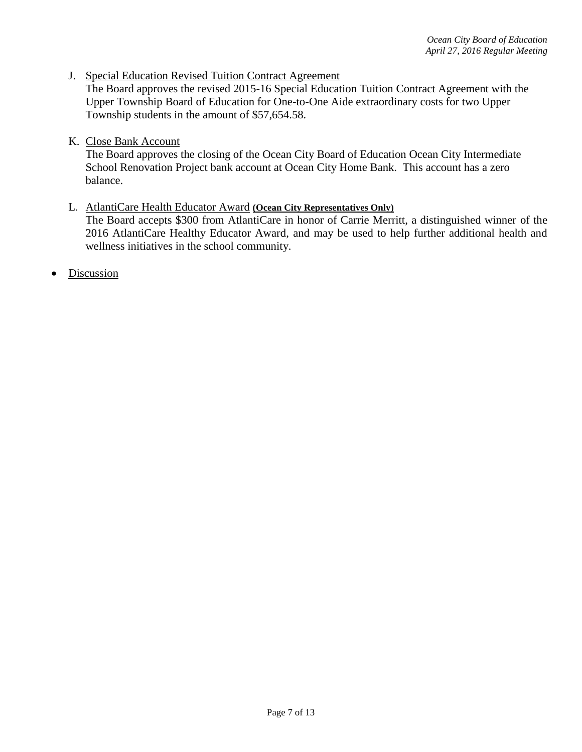J. Special Education Revised Tuition Contract Agreement
   The Board approves the revised 2015-16 Special Education Tuition Contract Agreement with the Upper Township Board of Education for One-to-One Aide extraordinary costs for two Upper Township students in the amount of $57,654.58.

K. Close Bank Account
   The Board approves the closing of the Ocean City Board of Education Ocean City Intermediate School Renovation Project bank account at Ocean City Home Bank. This account has a zero balance.

L. AtlantiCare Health Educator Award **(Ocean City Representatives Only)**
   The Board accepts $300 from AtlantiCare in honor of Carrie Merritt, a distinguished winner of the 2016 AtlantiCare Healthy Educator Award, and may be used to help further additional health and wellness initiatives in the school community.

- Discussion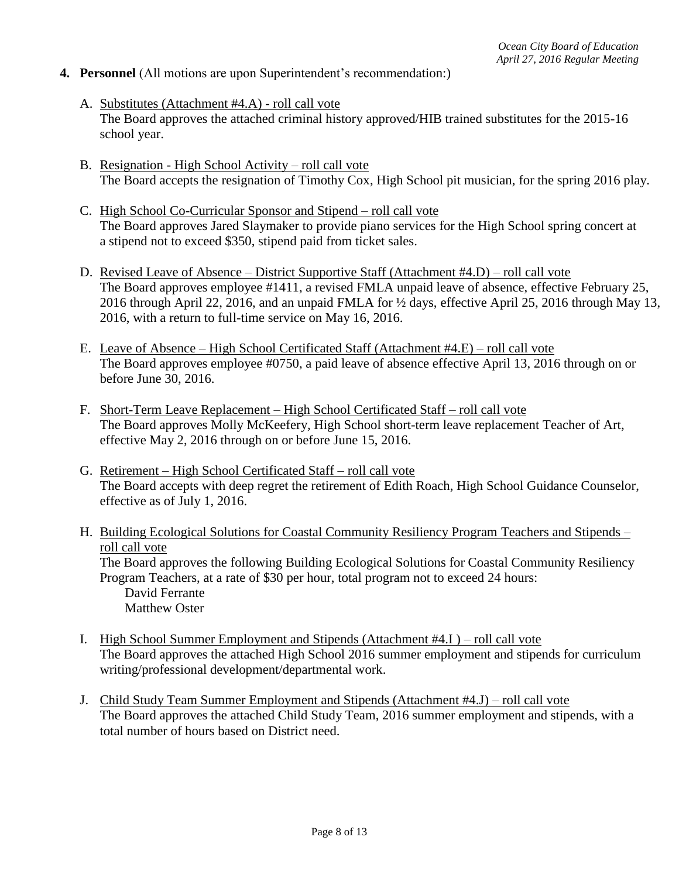**4. Personnel** (All motions are upon Superintendent's recommendation:)

A. Substitutes (Attachment #4.A) - roll call vote
The Board approves the attached criminal history approved/HIB trained substitutes for the 2015-16 school year.

B. Resignation - High School Activity – roll call vote
The Board accepts the resignation of Timothy Cox, High School pit musician, for the spring 2016 play.

C. High School Co-Curricular Sponsor and Stipend – roll call vote
The Board approves Jared Slaymaker to provide piano services for the High School spring concert at a stipend not to exceed $350, stipend paid from ticket sales.

D. Revised Leave of Absence – District Supportive Staff (Attachment #4.D) – roll call vote
The Board approves employee #1411, a revised FMLA unpaid leave of absence, effective February 25, 2016 through April 22, 2016, and an unpaid FMLA for ½ days, effective April 25, 2016 through May 13, 2016, with a return to full-time service on May 16, 2016.

E. Leave of Absence – High School Certificated Staff (Attachment #4.E) – roll call vote
The Board approves employee #0750, a paid leave of absence effective April 13, 2016 through on or before June 30, 2016.

F. Short-Term Leave Replacement – High School Certificated Staff – roll call vote
The Board approves Molly McKeefery, High School short-term leave replacement Teacher of Art, effective May 2, 2016 through on or before June 15, 2016.

G. Retirement – High School Certificated Staff – roll call vote
The Board accepts with deep regret the retirement of Edith Roach, High School Guidance Counselor, effective as of July 1, 2016.

H. Building Ecological Solutions for Coastal Community Resiliency Program Teachers and Stipends – roll call vote
The Board approves the following Building Ecological Solutions for Coastal Community Resiliency Program Teachers, at a rate of $30 per hour, total program not to exceed 24 hours:
David Ferrante
Matthew Oster

I. High School Summer Employment and Stipends (Attachment #4.I ) – roll call vote
The Board approves the attached High School 2016 summer employment and stipends for curriculum writing/professional development/departmental work.

J. Child Study Team Summer Employment and Stipends (Attachment #4.J) – roll call vote
The Board approves the attached Child Study Team, 2016 summer employment and stipends, with a total number of hours based on District need.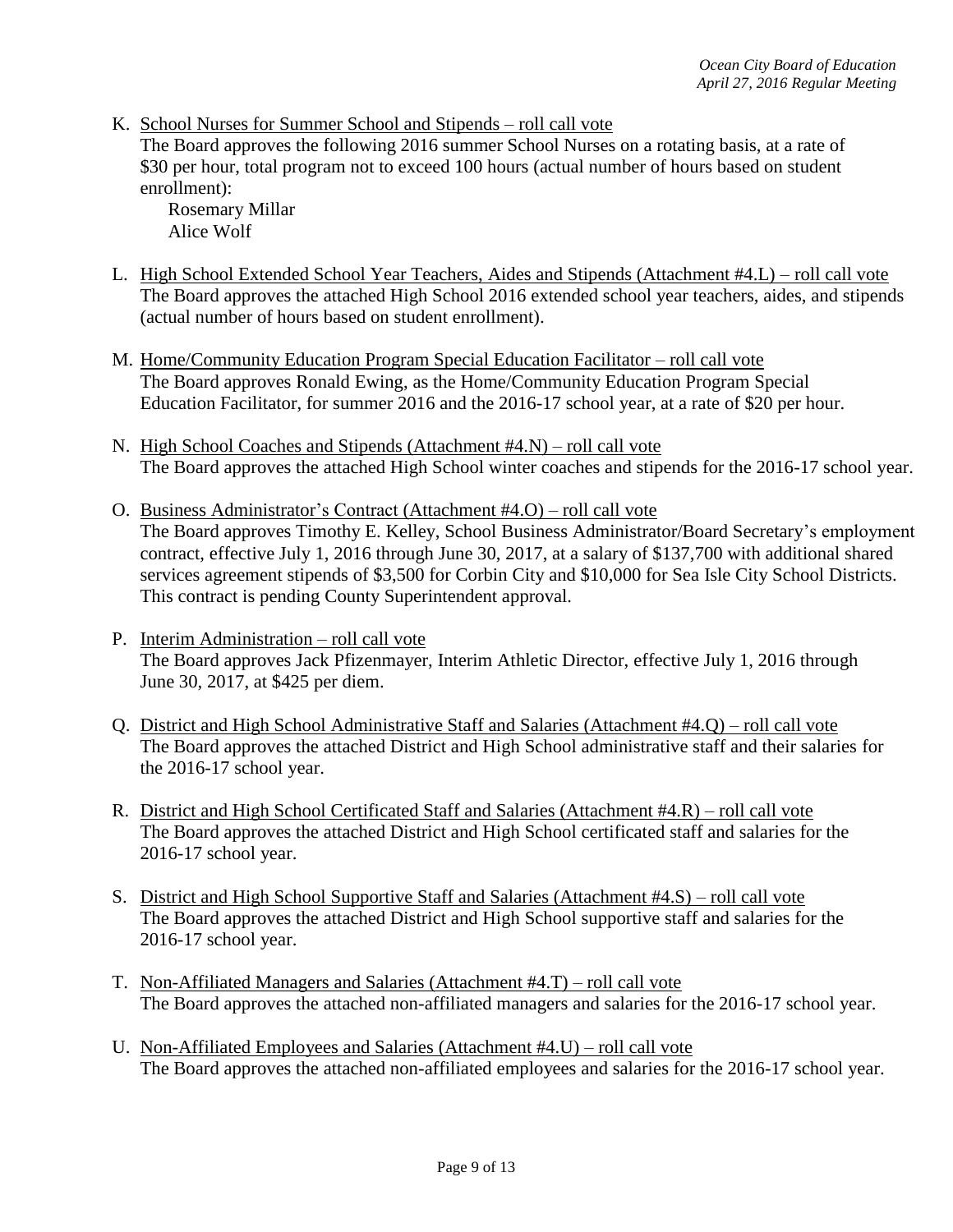K. <u>School Nurses for Summer School and Stipends – roll call vote</u>
The Board approves the following 2016 summer School Nurses on a rotating basis, at a rate of $30 per hour, total program not to exceed 100 hours (actual number of hours based on student enrollment):
   Rosemary Millar
   Alice Wolf

L. <u>High School Extended School Year Teachers, Aides and Stipends (Attachment #4.L) – roll call vote</u>
The Board approves the attached High School 2016 extended school year teachers, aides, and stipends (actual number of hours based on student enrollment).

M. <u>Home/Community Education Program Special Education Facilitator – roll call vote</u>
The Board approves Ronald Ewing, as the Home/Community Education Program Special Education Facilitator, for summer 2016 and the 2016-17 school year, at a rate of $20 per hour.

N. <u>High School Coaches and Stipends (Attachment #4.N) – roll call vote</u>
The Board approves the attached High School winter coaches and stipends for the 2016-17 school year.

O. <u>Business Administrator's Contract (Attachment #4.O) – roll call vote</u>
The Board approves Timothy E. Kelley, School Business Administrator/Board Secretary's employment contract, effective July 1, 2016 through June 30, 2017, at a salary of $137,700 with additional shared services agreement stipends of $3,500 for Corbin City and $10,000 for Sea Isle City School Districts. This contract is pending County Superintendent approval.

P. <u>Interim Administration – roll call vote</u>
The Board approves Jack Pfizenmayer, Interim Athletic Director, effective July 1, 2016 through June 30, 2017, at $425 per diem.

Q. <u>District and High School Administrative Staff and Salaries (Attachment #4.Q) – roll call vote</u>
The Board approves the attached District and High School administrative staff and their salaries for the 2016-17 school year.

R. <u>District and High School Certificated Staff and Salaries (Attachment #4.R) – roll call vote</u>
The Board approves the attached District and High School certificated staff and salaries for the 2016-17 school year.

S. <u>District and High School Supportive Staff and Salaries (Attachment #4.S) – roll call vote</u>
The Board approves the attached District and High School supportive staff and salaries for the 2016-17 school year.

T. <u>Non-Affiliated Managers and Salaries (Attachment #4.T) – roll call vote</u>
The Board approves the attached non-affiliated managers and salaries for the 2016-17 school year.

U. <u>Non-Affiliated Employees and Salaries (Attachment #4.U) – roll call vote</u>
The Board approves the attached non-affiliated employees and salaries for the 2016-17 school year.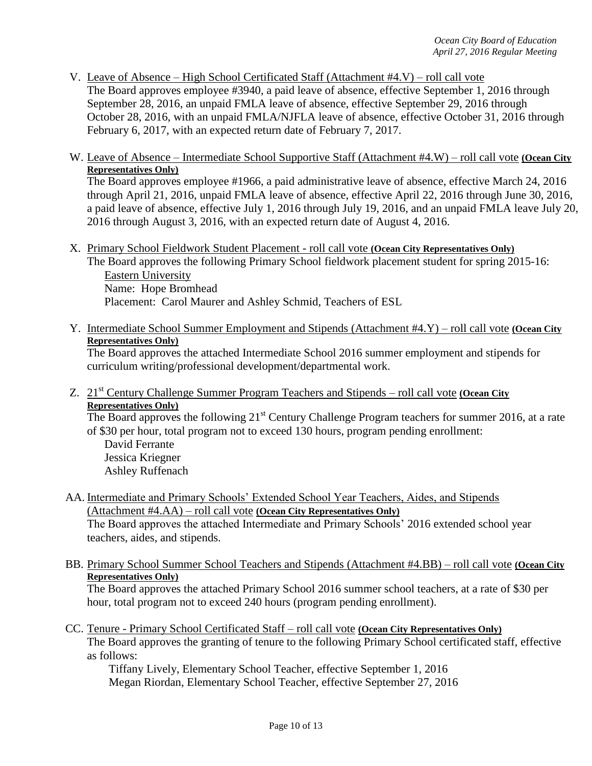V. Leave of Absence – High School Certificated Staff (Attachment #4.V) – roll call vote
The Board approves employee #3940, a paid leave of absence, effective September 1, 2016 through September 28, 2016, an unpaid FMLA leave of absence, effective September 29, 2016 through October 28, 2016, with an unpaid FMLA/NJFLA leave of absence, effective October 31, 2016 through February 6, 2017, with an expected return date of February 7, 2017.

W. Leave of Absence – Intermediate School Supportive Staff (Attachment #4.W) – roll call vote **(Ocean City Representatives Only)**
The Board approves employee #1966, a paid administrative leave of absence, effective March 24, 2016 through April 21, 2016, unpaid FMLA leave of absence, effective April 22, 2016 through June 30, 2016, a paid leave of absence, effective July 1, 2016 through July 19, 2016, and an unpaid FMLA leave July 20, 2016 through August 3, 2016, with an expected return date of August 4, 2016.

X. Primary School Fieldwork Student Placement - roll call vote **(Ocean City Representatives Only)**
The Board approves the following Primary School fieldwork placement student for spring 2015-16:
Eastern University
Name: Hope Bromhead
Placement: Carol Maurer and Ashley Schmid, Teachers of ESL

Y. Intermediate School Summer Employment and Stipends (Attachment #4.Y) – roll call vote **(Ocean City Representatives Only)**
The Board approves the attached Intermediate School 2016 summer employment and stipends for curriculum writing/professional development/departmental work.

Z. 21st Century Challenge Summer Program Teachers and Stipends – roll call vote **(Ocean City Representatives Only)**
The Board approves the following 21st Century Challenge Program teachers for summer 2016, at a rate of $30 per hour, total program not to exceed 130 hours, program pending enrollment:
David Ferrante
Jessica Kriegner
Ashley Ruffenach

AA. Intermediate and Primary Schools' Extended School Year Teachers, Aides, and Stipends (Attachment #4.AA) – roll call vote **(Ocean City Representatives Only)**
The Board approves the attached Intermediate and Primary Schools' 2016 extended school year teachers, aides, and stipends.

BB. Primary School Summer School Teachers and Stipends (Attachment #4.BB) – roll call vote **(Ocean City Representatives Only)**
The Board approves the attached Primary School 2016 summer school teachers, at a rate of $30 per hour, total program not to exceed 240 hours (program pending enrollment).

CC. Tenure - Primary School Certificated Staff – roll call vote **(Ocean City Representatives Only)**
The Board approves the granting of tenure to the following Primary School certificated staff, effective as follows:
Tiffany Lively, Elementary School Teacher, effective September 1, 2016
Megan Riordan, Elementary School Teacher, effective September 27, 2016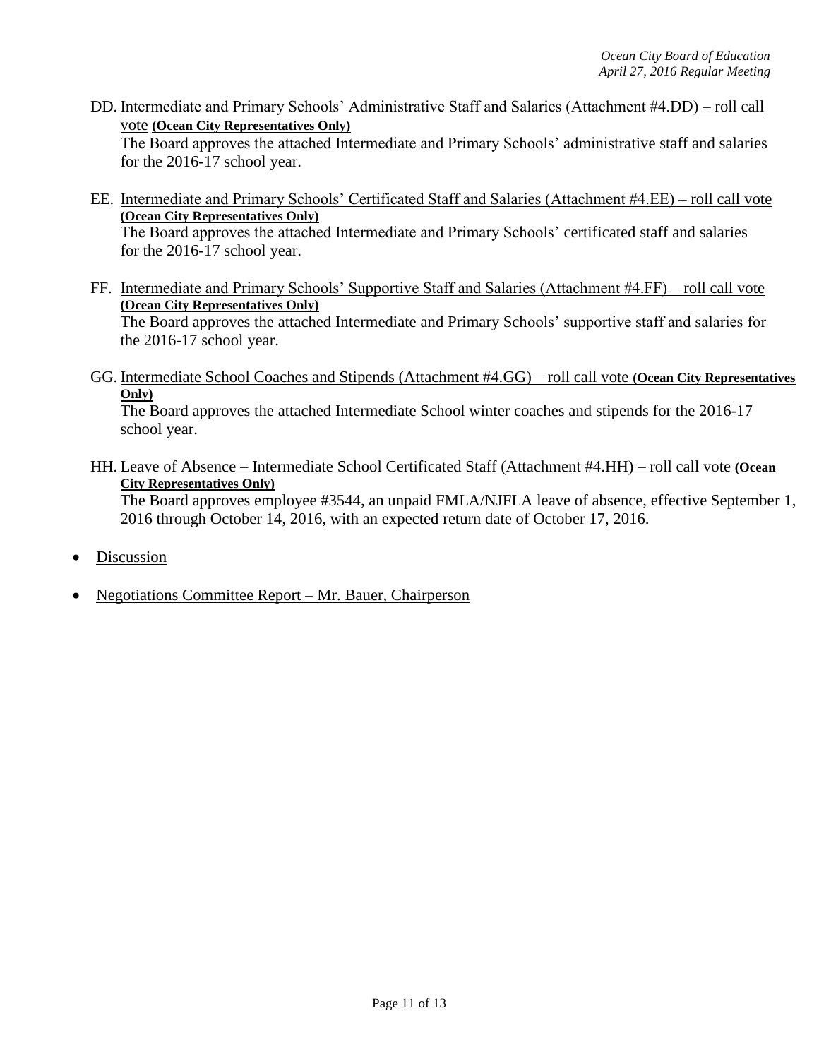DD. Intermediate and Primary Schools' Administrative Staff and Salaries (Attachment #4.DD) – roll call vote **(Ocean City Representatives Only)**
The Board approves the attached Intermediate and Primary Schools' administrative staff and salaries for the 2016-17 school year.

EE. Intermediate and Primary Schools' Certificated Staff and Salaries (Attachment #4.EE) – roll call vote **(Ocean City Representatives Only)**
The Board approves the attached Intermediate and Primary Schools' certificated staff and salaries for the 2016-17 school year.

FF. Intermediate and Primary Schools' Supportive Staff and Salaries (Attachment #4.FF) – roll call vote **(Ocean City Representatives Only)**
The Board approves the attached Intermediate and Primary Schools' supportive staff and salaries for the 2016-17 school year.

GG. Intermediate School Coaches and Stipends (Attachment #4.GG) – roll call vote **(Ocean City Representatives Only)**
The Board approves the attached Intermediate School winter coaches and stipends for the 2016-17 school year.

HH. Leave of Absence – Intermediate School Certificated Staff (Attachment #4.HH) – roll call vote **(Ocean City Representatives Only)**
The Board approves employee #3544, an unpaid FMLA/NJFLA leave of absence, effective September 1, 2016 through October 14, 2016, with an expected return date of October 17, 2016.

- Discussion
- Negotiations Committee Report – Mr. Bauer, Chairperson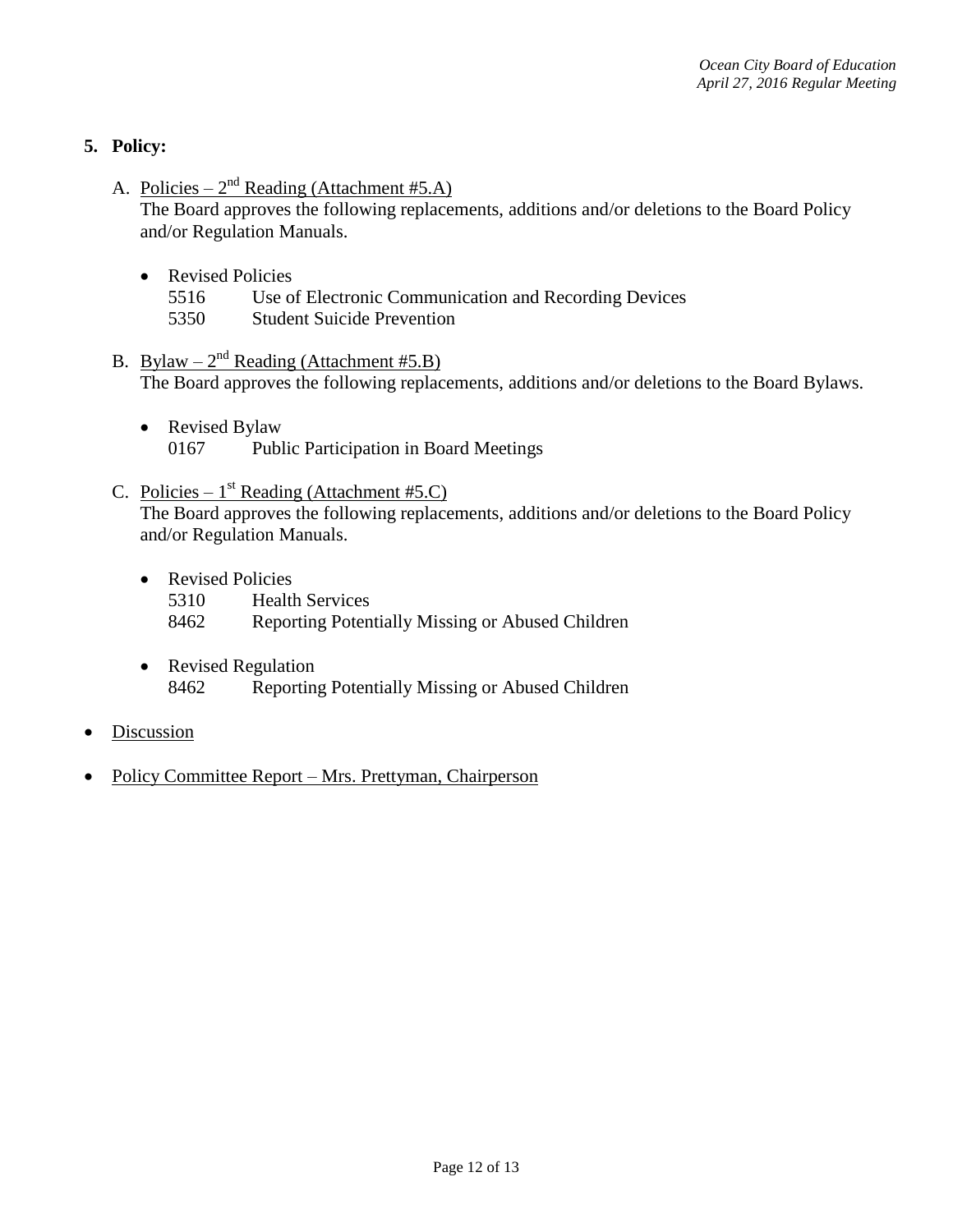## 5. Policy:

A. Policies – 2nd Reading (Attachment #5.A)
The Board approves the following replacements, additions and/or deletions to the Board Policy and/or Regulation Manuals.

- Revised Policies
  5516 Use of Electronic Communication and Recording Devices
  5350 Student Suicide Prevention

B. Bylaw – 2nd Reading (Attachment #5.B)
The Board approves the following replacements, additions and/or deletions to the Board Bylaws.

- Revised Bylaw
  0167 Public Participation in Board Meetings

C. Policies – 1st Reading (Attachment #5.C)
The Board approves the following replacements, additions and/or deletions to the Board Policy and/or Regulation Manuals.

- Revised Policies
  5310 Health Services
  8462 Reporting Potentially Missing or Abused Children

- Revised Regulation
  8462 Reporting Potentially Missing or Abused Children

- Discussion

- Policy Committee Report – Mrs. Prettyman, Chairperson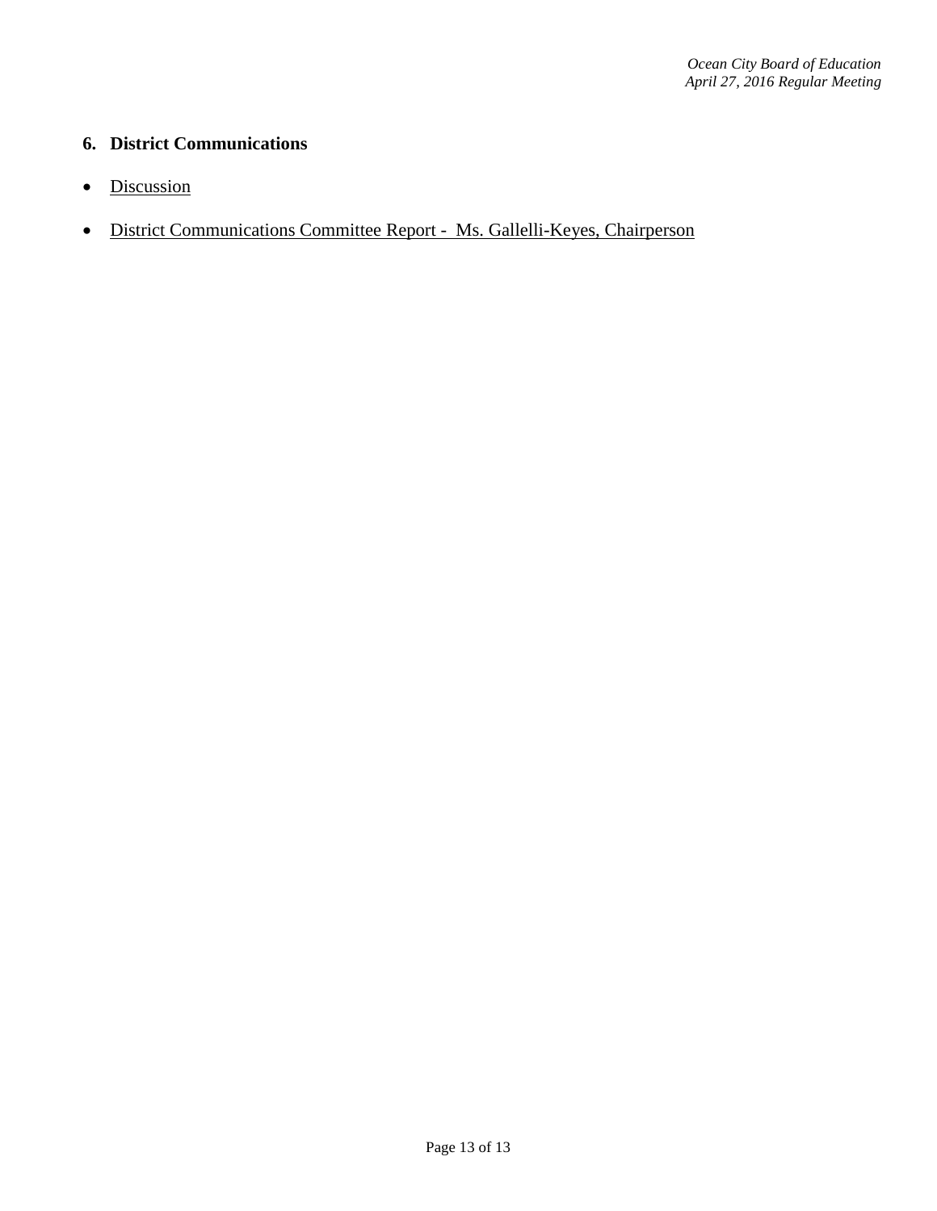## 6. District Communications

- <u>Discussion</u>

- <u>District Communications Committee Report - Ms. Gallelli-Keyes, Chairperson</u>